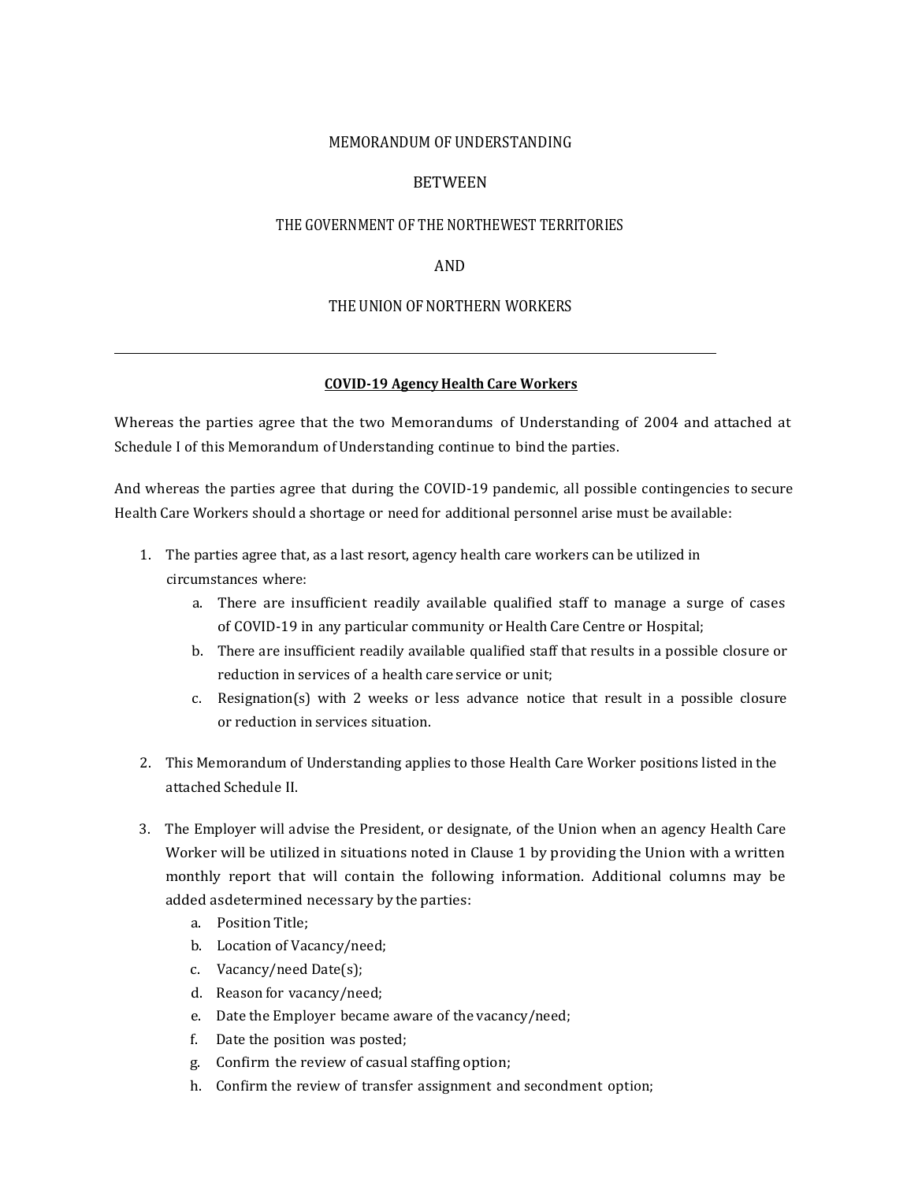MEMORANDUM OF UNDERSTANDING

BETWEEN

THE GOVERNMENT OF THE NORTHEWEST TERRITORIES

AND

THE UNION OF NORTHERN WORKERS

---

**COVID-19 Agency Health Care Workers**

Whereas the parties agree that the two Memorandums of Understanding of 2004 and attached at Schedule I of this Memorandum of Understanding continue to bind the parties.

And whereas the parties agree that during the COVID-19 pandemic, all possible contingencies to secure Health Care Workers should a shortage or need for additional personnel arise must be available:

1. The parties agree that, as a last resort, agency health care workers can be utilized in circumstances where:
    a. There are insufficient readily available qualified staff to manage a surge of cases of COVID-19 in any particular community or Health Care Centre or Hospital;
    b. There are insufficient readily available qualified staff that results in a possible closure or reduction in services of a health care service or unit;
    c. Resignation(s) with 2 weeks or less advance notice that result in a possible closure or reduction in services situation.

2. This Memorandum of Understanding applies to those Health Care Worker positions listed in the attached Schedule II.

3. The Employer will advise the President, or designate, of the Union when an agency Health Care Worker will be utilized in situations noted in Clause 1 by providing the Union with a written monthly report that will contain the following information. Additional columns may be added asdetermined necessary by the parties:
    a. Position Title;
    b. Location of Vacancy/need;
    c. Vacancy/need Date(s);
    d. Reason for vacancy/need;
    e. Date the Employer became aware of the vacancy/need;
    f. Date the position was posted;
    g. Confirm the review of casual staffing option;
    h. Confirm the review of transfer assignment and secondment option;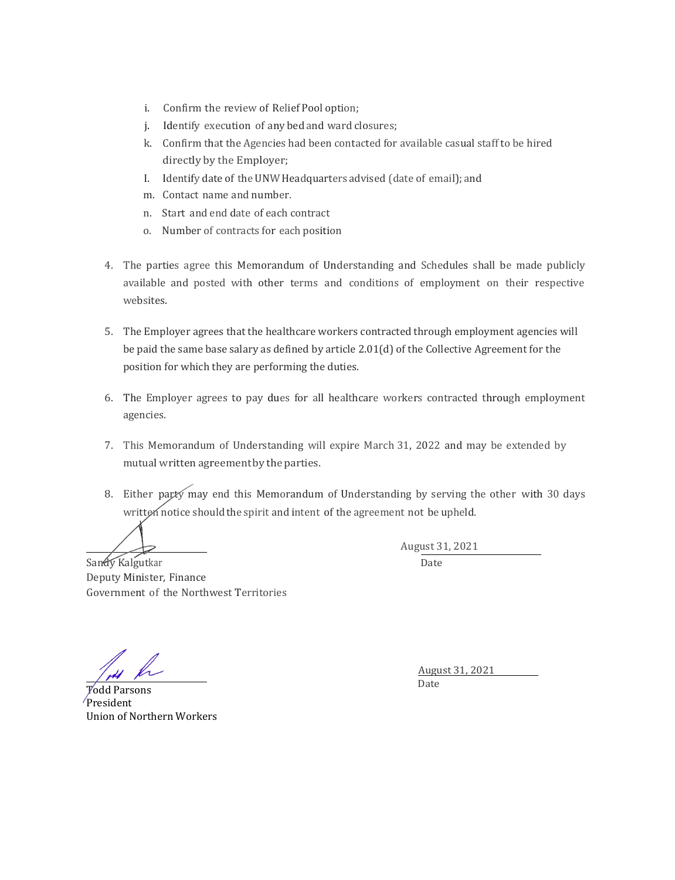i. Confirm the review of Relief Pool option;
j. Identify execution of any bed and ward closures;
k. Confirm that the Agencies had been contacted for available casual staff to be hired directly by the Employer;
l. Identify date of the UNW Headquarters advised (date of email); and
m. Contact name and number.
n. Start and end date of each contract
o. Number of contracts for each position

4. The parties agree this Memorandum of Understanding and Schedules shall be made publicly available and posted with other terms and conditions of employment on their respective websites.

5. The Employer agrees that the healthcare workers contracted through employment agencies will be paid the same base salary as defined by article 2.01(d) of the Collective Agreement for the position for which they are performing the duties.

6. The Employer agrees to pay dues for all healthcare workers contracted through employment agencies.

7. This Memorandum of Understanding will expire March 31, 2022 and may be extended by mutual written agreement by the parties.

8. Either party may end this Memorandum of Understanding by serving the other with 30 days written notice should the spirit and intent of the agreement not be upheld.

Sandy Kalgutkar
Deputy Minister, Finance
Government of the Northwest Territories

August 31, 2021
Date

Todd Parsons
President
Union of Northern Workers

August 31, 2021
Date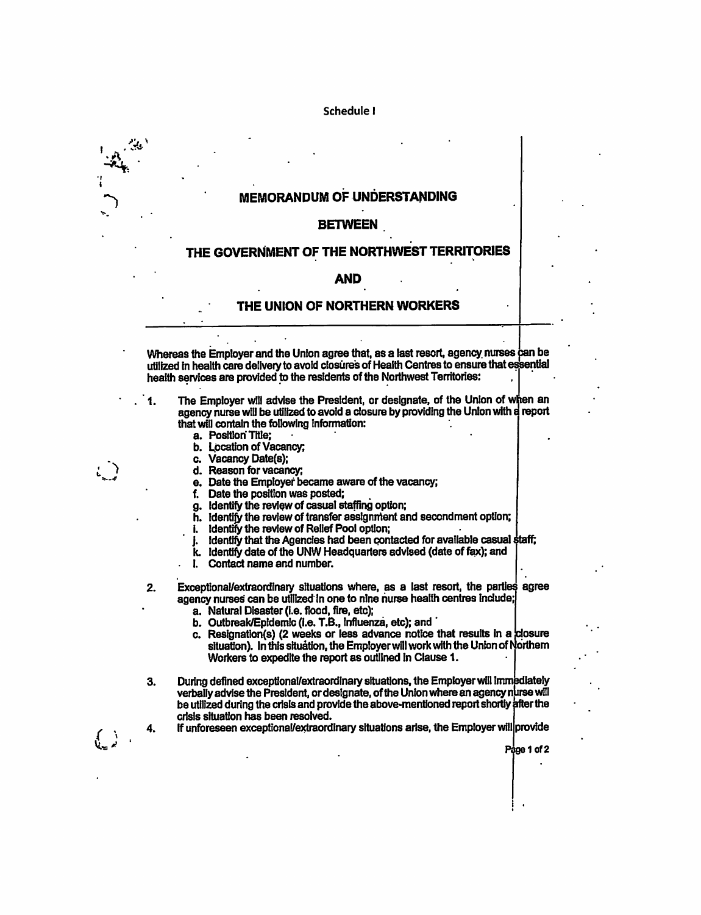Schedule I

# MEMORANDUM OF UNDERSTANDING

## BETWEEN

## THE GOVERNMENT OF THE NORTHWEST TERRITORIES

## AND

## THE UNION OF NORTHERN WORKERS

---

Whereas the Employer and the Union agree that, as a last resort, agency nurses can be utilized in health care delivery to avoid closures of Health Centres to ensure that essential health services are provided to the residents of the Northwest Territories:

1. The Employer will advise the President, or designate, of the Union of when an agency nurse will be utilized to avoid a closure by providing the Union with a report that will contain the following information:
   a. Position Title;
   b. Location of Vacancy;
   c. Vacancy Date(s);
   d. Reason for vacancy;
   e. Date the Employer became aware of the vacancy;
   f. Date the position was posted;
   g. Identify the review of casual staffing option;
   h. Identify the review of transfer assignment and secondment option;
   i. Identify the review of Relief Pool option;
   j. Identify that the Agencies had been contacted for available casual staff;
   k. Identify date of the UNW Headquarters advised (date of fax); and
   l. Contact name and number.

2. Exceptional/extraordinary situations where, as a last resort, the parties agree agency nurses can be utilized in one to nine nurse health centres include;
   a. Natural Disaster (i.e. flood, fire, etc);
   b. Outbreak/Epidemic (i.e. T.B., influenza, etc); and
   c. Resignation(s) (2 weeks or less advance notice that results in a closure situation). In this situation, the Employer will work with the Union of Northern Workers to expedite the report as outlined in Clause 1.

3. During defined exceptional/extraordinary situations, the Employer will immediately verbally advise the President, or designate, of the Union where an agency nurse will be utilized during the crisis and provide the above-mentioned report shortly after the crisis situation has been resolved.

4. If unforeseen exceptional/extraordinary situations arise, the Employer will provide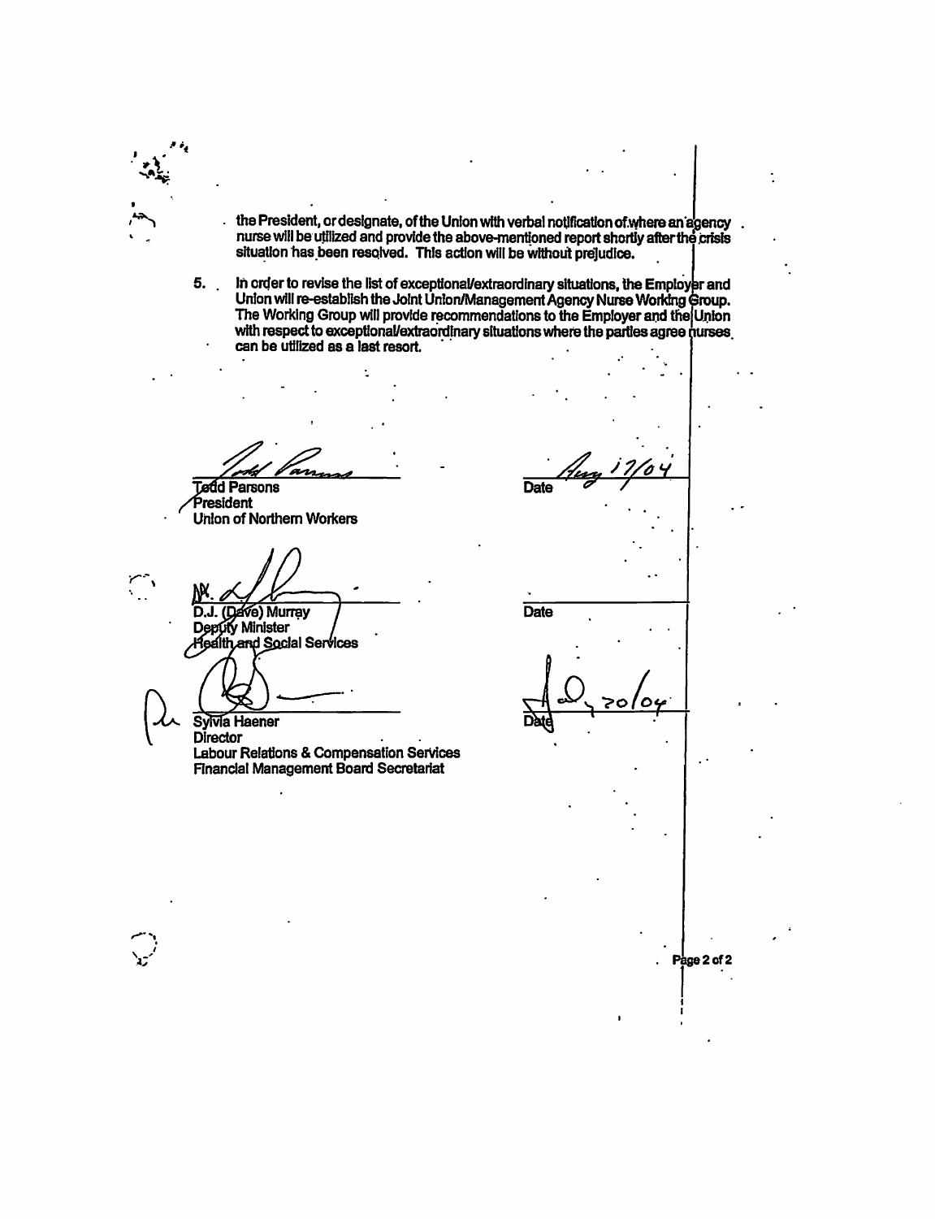the President, or designate, of the Union with verbal notification of where an agency nurse will be utilized and provide the above-mentioned report shortly after the crisis situation has been resolved. This action will be without prejudice.

5. In order to revise the list of exceptional/extraordinary situations, the Employer and Union will re-establish the Joint Union/Management Agency Nurse Working Group. The Working Group will provide recommendations to the Employer and the Union with respect to exceptional/extraordinary situations where the parties agree nurses can be utilized as a last resort.

| | |
|---|---|
| Todd Parsons<br>President<br>Union of Northern Workers | Date Aug 17/04 |
| D.J. (Dave) Murray<br>Deputy Minister<br>Health and Social Services | Date |
| Sylvia Haener<br>Director<br>Labour Relations & Compensation Services<br>Financial Management Board Secretariat | Date Aug 20/04 |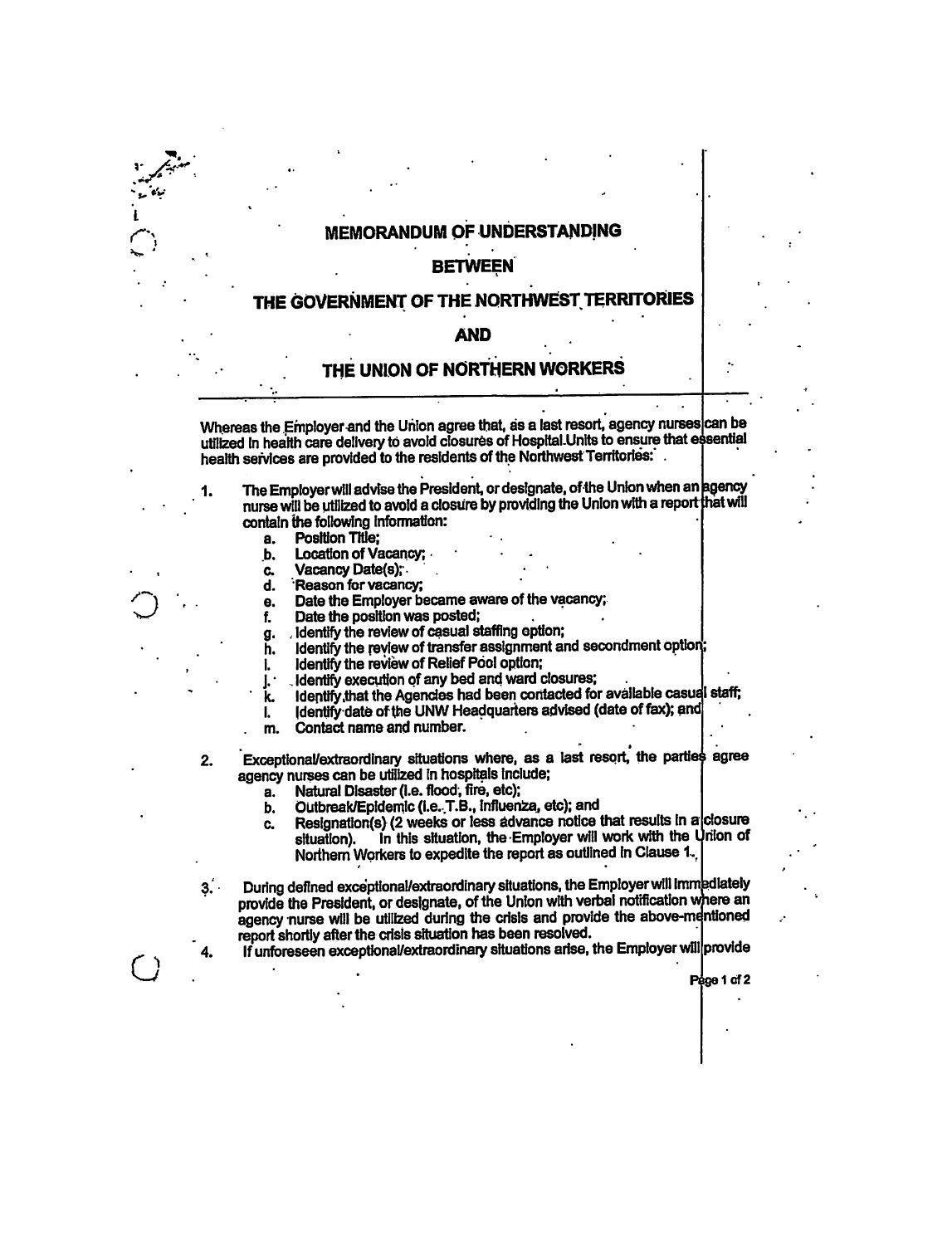# MEMORANDUM OF UNDERSTANDING

## BETWEEN

## THE GOVERNMENT OF THE NORTHWEST TERRITORIES

## AND

## THE UNION OF NORTHERN WORKERS

---

Whereas the Employer and the Union agree that, as a last resort, agency nurses can be utilized in health care delivery to avoid closures of Hospital Units to ensure that essential health services are provided to the residents of the Northwest Territories:

1. The Employer will advise the President, or designate, of the Union when an agency nurse will be utilized to avoid a closure by providing the Union with a report that will contain the following information:
   a. Position Title;
   b. Location of Vacancy;
   c. Vacancy Date(s);
   d. Reason for vacancy;
   e. Date the Employer became aware of the vacancy;
   f. Date the position was posted;
   g. Identify the review of casual staffing option;
   h. Identify the review of transfer assignment and secondment option;
   i. Identify the review of Relief Pool option;
   j. Identify execution of any bed and ward closures;
   k. Identify that the Agencies had been contacted for available casual staff;
   l. Identify date of the UNW Headquarters advised (date of fax); and
   m. Contact name and number.

2. Exceptional/extraordinary situations where, as a last resort, the parties agree agency nurses can be utilized in hospitals include;
   a. Natural Disaster (i.e. flood, fire, etc);
   b. Outbreak/Epidemic (i.e. T.B., Influenza, etc); and
   c. Resignation(s) (2 weeks or less advance notice that results in a closure situation). In this situation, the Employer will work with the Union of Northern Workers to expedite the report as outlined in Clause 1.

3. During defined exceptional/extraordinary situations, the Employer will immediately provide the President, or designate, of the Union with verbal notification where an agency nurse will be utilized during the crisis and provide the above-mentioned report shortly after the crisis situation has been resolved.

4. If unforeseen exceptional/extraordinary situations arise, the Employer will provide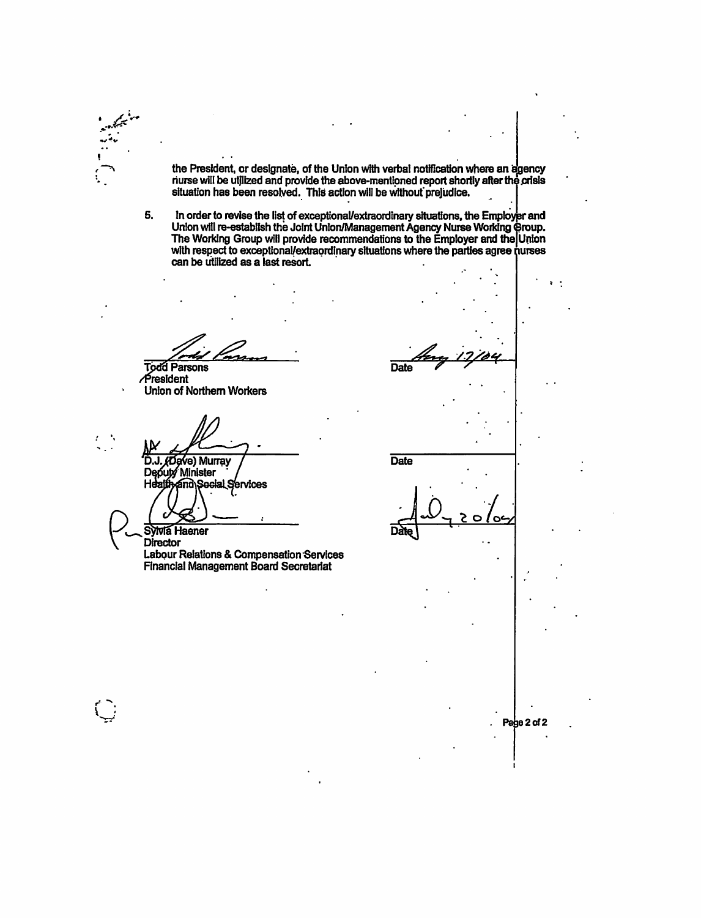the President, or designate, of the Union with verbal notification where an agency nurse will be utilized and provide the above-mentioned report shortly after the crisis situation has been resolved. This action will be without prejudice.

5. In order to revise the list of exceptional/extraordinary situations, the Employer and Union will re-establish the Joint Union/Management Agency Nurse Working Group. The Working Group will provide recommendations to the Employer and the Union with respect to exceptional/extraordinary situations where the parties agree nurses can be utilized as a last resort.

Todd Parsons
President
Union of Northern Workers

Date Aug 17/04

D.J. (Dave) Murray
Deputy Minister
Health and Social Services

Date

Sylvia Haener
Director
Labour Relations & Compensation Services
Financial Management Board Secretariat

Date Aug 20/04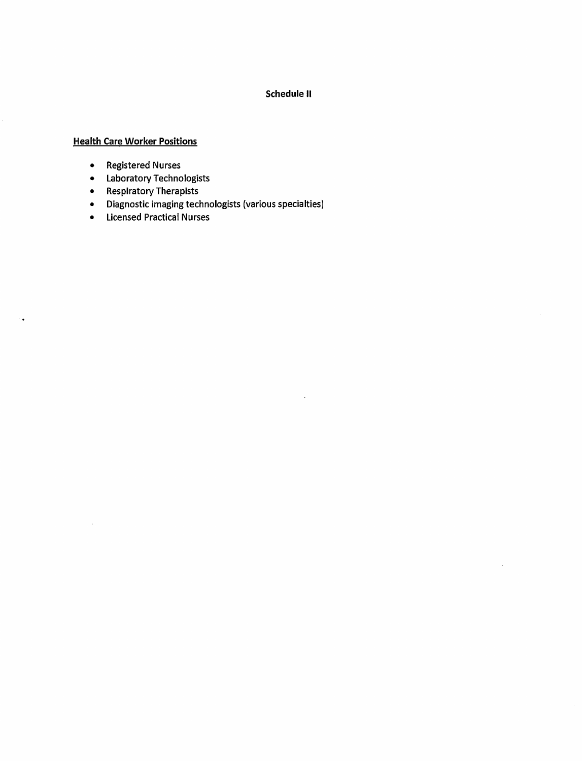## Schedule II

**Health Care Worker Positions**

- Registered Nurses
- Laboratory Technologists
- Respiratory Therapists
- Diagnostic imaging technologists (various specialties)
- Licensed Practical Nurses